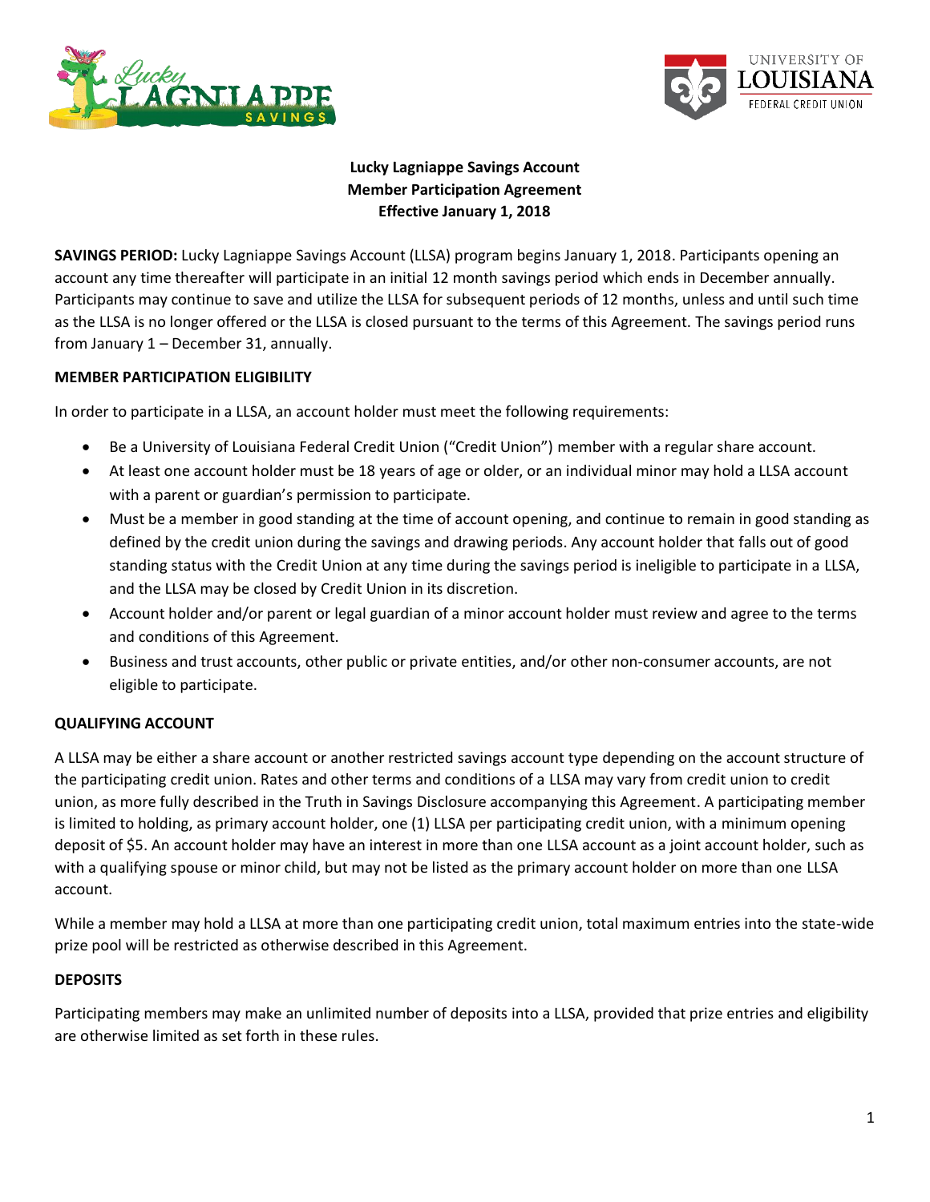**Lucky Lagniappe Savings Account**
**Member Participation Agreement**
**Effective January 1, 2018**

**SAVINGS PERIOD:** Lucky Lagniappe Savings Account (LLSA) program begins January 1, 2018. Participants opening an account any time thereafter will participate in an initial 12 month savings period which ends in December annually. Participants may continue to save and utilize the LLSA for subsequent periods of 12 months, unless and until such time as the LLSA is no longer offered or the LLSA is closed pursuant to the terms of this Agreement. The savings period runs from January 1 – December 31, annually.

**MEMBER PARTICIPATION ELIGIBILITY**

In order to participate in a LLSA, an account holder must meet the following requirements:

- Be a University of Louisiana Federal Credit Union ("Credit Union") member with a regular share account.
- At least one account holder must be 18 years of age or older, or an individual minor may hold a LLSA account with a parent or guardian's permission to participate.
- Must be a member in good standing at the time of account opening, and continue to remain in good standing as defined by the credit union during the savings and drawing periods. Any account holder that falls out of good standing status with the Credit Union at any time during the savings period is ineligible to participate in a LLSA, and the LLSA may be closed by Credit Union in its discretion.
- Account holder and/or parent or legal guardian of a minor account holder must review and agree to the terms and conditions of this Agreement.
- Business and trust accounts, other public or private entities, and/or other non-consumer accounts, are not eligible to participate.

**QUALIFYING ACCOUNT**

A LLSA may be either a share account or another restricted savings account type depending on the account structure of the participating credit union. Rates and other terms and conditions of a LLSA may vary from credit union to credit union, as more fully described in the Truth in Savings Disclosure accompanying this Agreement. A participating member is limited to holding, as primary account holder, one (1) LLSA per participating credit union, with a minimum opening deposit of $5. An account holder may have an interest in more than one LLSA account as a joint account holder, such as with a qualifying spouse or minor child, but may not be listed as the primary account holder on more than one LLSA account.

While a member may hold a LLSA at more than one participating credit union, total maximum entries into the state-wide prize pool will be restricted as otherwise described in this Agreement.

**DEPOSITS**

Participating members may make an unlimited number of deposits into a LLSA, provided that prize entries and eligibility are otherwise limited as set forth in these rules.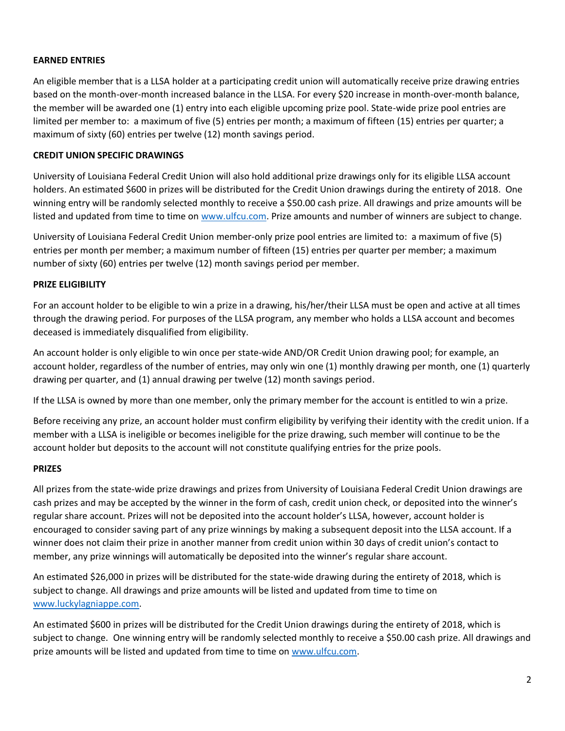**EARNED ENTRIES**

An eligible member that is a LLSA holder at a participating credit union will automatically receive prize drawing entries based on the month-over-month increased balance in the LLSA. For every $20 increase in month-over-month balance, the member will be awarded one (1) entry into each eligible upcoming prize pool. State-wide prize pool entries are limited per member to: a maximum of five (5) entries per month; a maximum of fifteen (15) entries per quarter; a maximum of sixty (60) entries per twelve (12) month savings period.

**CREDIT UNION SPECIFIC DRAWINGS**

University of Louisiana Federal Credit Union will also hold additional prize drawings only for its eligible LLSA account holders. An estimated $600 in prizes will be distributed for the Credit Union drawings during the entirety of 2018. One winning entry will be randomly selected monthly to receive a $50.00 cash prize. All drawings and prize amounts will be listed and updated from time to time on [www.ulfcu.com](http://www.ulfcu.com). Prize amounts and number of winners are subject to change.

University of Louisiana Federal Credit Union member-only prize pool entries are limited to: a maximum of five (5) entries per month per member; a maximum number of fifteen (15) entries per quarter per member; a maximum number of sixty (60) entries per twelve (12) month savings period per member.

**PRIZE ELIGIBILITY**

For an account holder to be eligible to win a prize in a drawing, his/her/their LLSA must be open and active at all times through the drawing period. For purposes of the LLSA program, any member who holds a LLSA account and becomes deceased is immediately disqualified from eligibility.

An account holder is only eligible to win once per state-wide AND/OR Credit Union drawing pool; for example, an account holder, regardless of the number of entries, may only win one (1) monthly drawing per month, one (1) quarterly drawing per quarter, and (1) annual drawing per twelve (12) month savings period.

If the LLSA is owned by more than one member, only the primary member for the account is entitled to win a prize.

Before receiving any prize, an account holder must confirm eligibility by verifying their identity with the credit union. If a member with a LLSA is ineligible or becomes ineligible for the prize drawing, such member will continue to be the account holder but deposits to the account will not constitute qualifying entries for the prize pools.

**PRIZES**

All prizes from the state-wide prize drawings and prizes from University of Louisiana Federal Credit Union drawings are cash prizes and may be accepted by the winner in the form of cash, credit union check, or deposited into the winner's regular share account. Prizes will not be deposited into the account holder's LLSA, however, account holder is encouraged to consider saving part of any prize winnings by making a subsequent deposit into the LLSA account. If a winner does not claim their prize in another manner from credit union within 30 days of credit union's contact to member, any prize winnings will automatically be deposited into the winner's regular share account.

An estimated $26,000 in prizes will be distributed for the state-wide drawing during the entirety of 2018, which is subject to change. All drawings and prize amounts will be listed and updated from time to time on [www.luckylagniappe.com](http://www.luckylagniappe.com).

An estimated $600 in prizes will be distributed for the Credit Union drawings during the entirety of 2018, which is subject to change. One winning entry will be randomly selected monthly to receive a $50.00 cash prize. All drawings and prize amounts will be listed and updated from time to time on [www.ulfcu.com](http://www.ulfcu.com).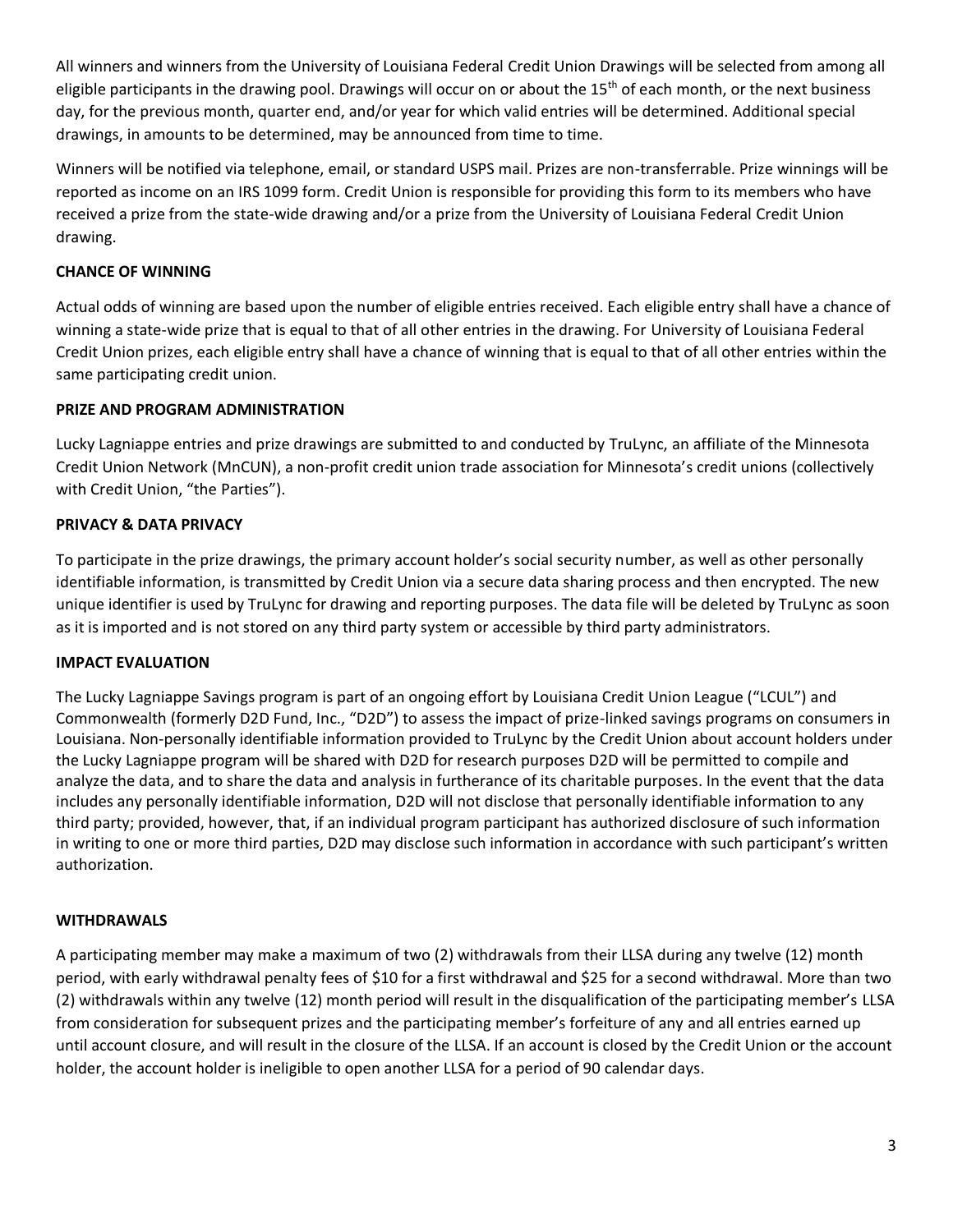All winners and winners from the University of Louisiana Federal Credit Union Drawings will be selected from among all eligible participants in the drawing pool. Drawings will occur on or about the 15th of each month, or the next business day, for the previous month, quarter end, and/or year for which valid entries will be determined. Additional special drawings, in amounts to be determined, may be announced from time to time.

Winners will be notified via telephone, email, or standard USPS mail. Prizes are non-transferrable. Prize winnings will be reported as income on an IRS 1099 form. Credit Union is responsible for providing this form to its members who have received a prize from the state-wide drawing and/or a prize from the University of Louisiana Federal Credit Union drawing.

**CHANCE OF WINNING**

Actual odds of winning are based upon the number of eligible entries received. Each eligible entry shall have a chance of winning a state-wide prize that is equal to that of all other entries in the drawing. For University of Louisiana Federal Credit Union prizes, each eligible entry shall have a chance of winning that is equal to that of all other entries within the same participating credit union.

**PRIZE AND PROGRAM ADMINISTRATION**

Lucky Lagniappe entries and prize drawings are submitted to and conducted by TruLync, an affiliate of the Minnesota Credit Union Network (MnCUN), a non-profit credit union trade association for Minnesota's credit unions (collectively with Credit Union, "the Parties").

**PRIVACY & DATA PRIVACY**

To participate in the prize drawings, the primary account holder's social security number, as well as other personally identifiable information, is transmitted by Credit Union via a secure data sharing process and then encrypted. The new unique identifier is used by TruLync for drawing and reporting purposes. The data file will be deleted by TruLync as soon as it is imported and is not stored on any third party system or accessible by third party administrators.

**IMPACT EVALUATION**

The Lucky Lagniappe Savings program is part of an ongoing effort by Louisiana Credit Union League ("LCUL") and Commonwealth (formerly D2D Fund, Inc., "D2D") to assess the impact of prize-linked savings programs on consumers in Louisiana. Non-personally identifiable information provided to TruLync by the Credit Union about account holders under the Lucky Lagniappe program will be shared with D2D for research purposes D2D will be permitted to compile and analyze the data, and to share the data and analysis in furtherance of its charitable purposes. In the event that the data includes any personally identifiable information, D2D will not disclose that personally identifiable information to any third party; provided, however, that, if an individual program participant has authorized disclosure of such information in writing to one or more third parties, D2D may disclose such information in accordance with such participant's written authorization.

**WITHDRAWALS**

A participating member may make a maximum of two (2) withdrawals from their LLSA during any twelve (12) month period, with early withdrawal penalty fees of $10 for a first withdrawal and $25 for a second withdrawal. More than two (2) withdrawals within any twelve (12) month period will result in the disqualification of the participating member's LLSA from consideration for subsequent prizes and the participating member's forfeiture of any and all entries earned up until account closure, and will result in the closure of the LLSA. If an account is closed by the Credit Union or the account holder, the account holder is ineligible to open another LLSA for a period of 90 calendar days.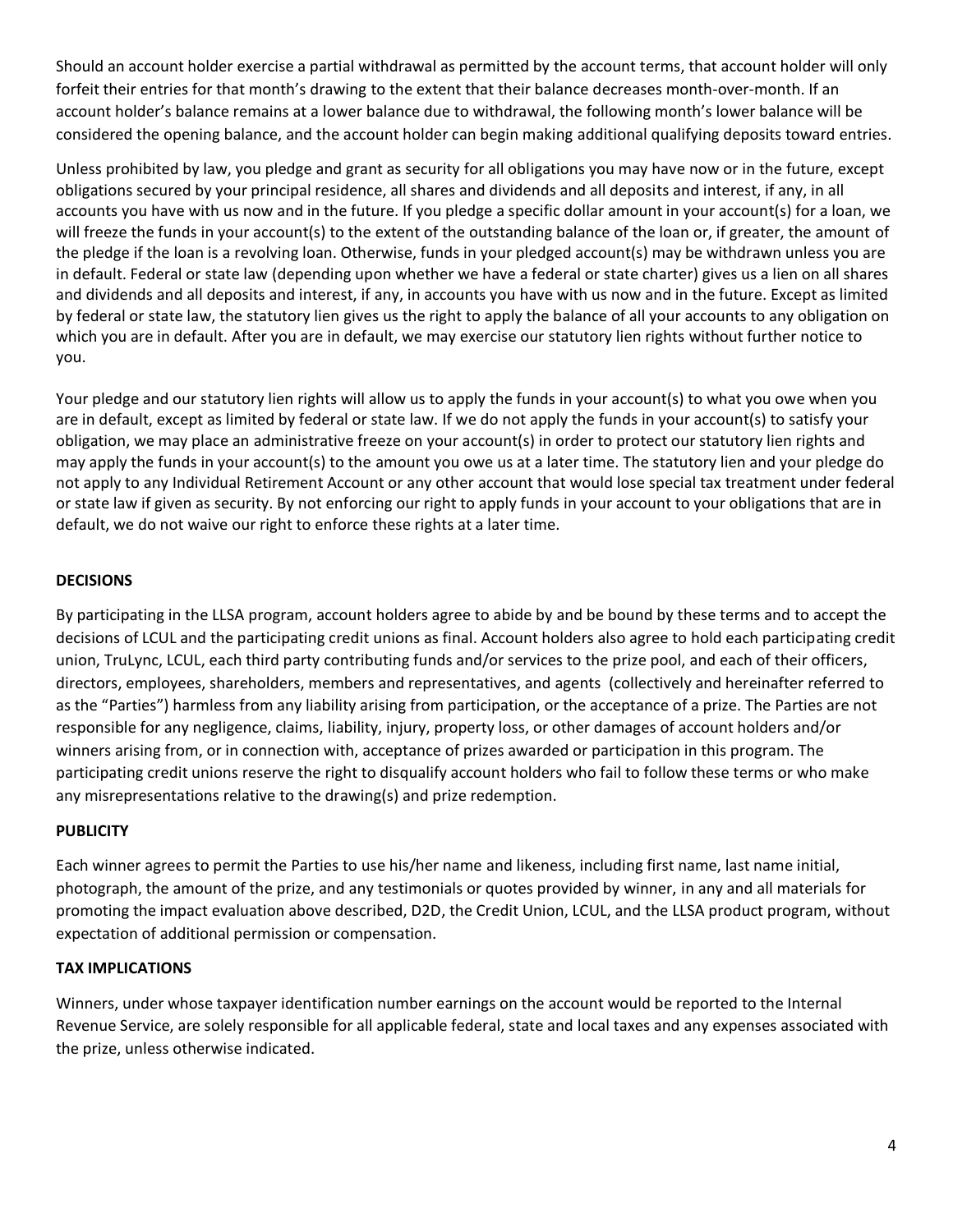Should an account holder exercise a partial withdrawal as permitted by the account terms, that account holder will only forfeit their entries for that month's drawing to the extent that their balance decreases month-over-month. If an account holder's balance remains at a lower balance due to withdrawal, the following month's lower balance will be considered the opening balance, and the account holder can begin making additional qualifying deposits toward entries.

Unless prohibited by law, you pledge and grant as security for all obligations you may have now or in the future, except obligations secured by your principal residence, all shares and dividends and all deposits and interest, if any, in all accounts you have with us now and in the future. If you pledge a specific dollar amount in your account(s) for a loan, we will freeze the funds in your account(s) to the extent of the outstanding balance of the loan or, if greater, the amount of the pledge if the loan is a revolving loan. Otherwise, funds in your pledged account(s) may be withdrawn unless you are in default. Federal or state law (depending upon whether we have a federal or state charter) gives us a lien on all shares and dividends and all deposits and interest, if any, in accounts you have with us now and in the future. Except as limited by federal or state law, the statutory lien gives us the right to apply the balance of all your accounts to any obligation on which you are in default. After you are in default, we may exercise our statutory lien rights without further notice to you.

Your pledge and our statutory lien rights will allow us to apply the funds in your account(s) to what you owe when you are in default, except as limited by federal or state law. If we do not apply the funds in your account(s) to satisfy your obligation, we may place an administrative freeze on your account(s) in order to protect our statutory lien rights and may apply the funds in your account(s) to the amount you owe us at a later time. The statutory lien and your pledge do not apply to any Individual Retirement Account or any other account that would lose special tax treatment under federal or state law if given as security. By not enforcing our right to apply funds in your account to your obligations that are in default, we do not waive our right to enforce these rights at a later time.

**DECISIONS**

By participating in the LLSA program, account holders agree to abide by and be bound by these terms and to accept the decisions of LCUL and the participating credit unions as final. Account holders also agree to hold each participating credit union, TruLync, LCUL, each third party contributing funds and/or services to the prize pool, and each of their officers, directors, employees, shareholders, members and representatives, and agents (collectively and hereinafter referred to as the "Parties") harmless from any liability arising from participation, or the acceptance of a prize. The Parties are not responsible for any negligence, claims, liability, injury, property loss, or other damages of account holders and/or winners arising from, or in connection with, acceptance of prizes awarded or participation in this program. The participating credit unions reserve the right to disqualify account holders who fail to follow these terms or who make any misrepresentations relative to the drawing(s) and prize redemption.

**PUBLICITY**

Each winner agrees to permit the Parties to use his/her name and likeness, including first name, last name initial, photograph, the amount of the prize, and any testimonials or quotes provided by winner, in any and all materials for promoting the impact evaluation above described, D2D, the Credit Union, LCUL, and the LLSA product program, without expectation of additional permission or compensation.

**TAX IMPLICATIONS**

Winners, under whose taxpayer identification number earnings on the account would be reported to the Internal Revenue Service, are solely responsible for all applicable federal, state and local taxes and any expenses associated with the prize, unless otherwise indicated.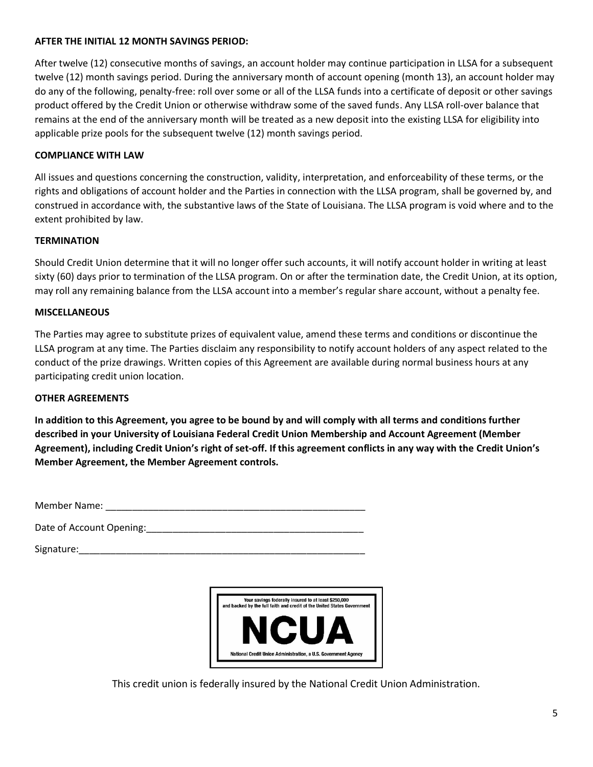**AFTER THE INITIAL 12 MONTH SAVINGS PERIOD:**

After twelve (12) consecutive months of savings, an account holder may continue participation in LLSA for a subsequent twelve (12) month savings period. During the anniversary month of account opening (month 13), an account holder may do any of the following, penalty-free: roll over some or all of the LLSA funds into a certificate of deposit or other savings product offered by the Credit Union or otherwise withdraw some of the saved funds. Any LLSA roll-over balance that remains at the end of the anniversary month will be treated as a new deposit into the existing LLSA for eligibility into applicable prize pools for the subsequent twelve (12) month savings period.

**COMPLIANCE WITH LAW**

All issues and questions concerning the construction, validity, interpretation, and enforceability of these terms, or the rights and obligations of account holder and the Parties in connection with the LLSA program, shall be governed by, and construed in accordance with, the substantive laws of the State of Louisiana. The LLSA program is void where and to the extent prohibited by law.

**TERMINATION**

Should Credit Union determine that it will no longer offer such accounts, it will notify account holder in writing at least sixty (60) days prior to termination of the LLSA program. On or after the termination date, the Credit Union, at its option, may roll any remaining balance from the LLSA account into a member's regular share account, without a penalty fee.

**MISCELLANEOUS**

The Parties may agree to substitute prizes of equivalent value, amend these terms and conditions or discontinue the LLSA program at any time. The Parties disclaim any responsibility to notify account holders of any aspect related to the conduct of the prize drawings. Written copies of this Agreement are available during normal business hours at any participating credit union location.

**OTHER AGREEMENTS**

**In addition to this Agreement, you agree to be bound by and will comply with all terms and conditions further described in your University of Louisiana Federal Credit Union Membership and Account Agreement (Member Agreement), including Credit Union's right of set-off. If this agreement conflicts in any way with the Credit Union's Member Agreement, the Member Agreement controls.**

Member Name: ___________________________________________________

Date of Account Opening:__________________________________________

Signature:________________________________________________________

Your savings federally insured to at least $250,000 and backed by the full faith and credit of the United States Government

NCUA

National Credit Union Administration, a U.S. Government Agency

This credit union is federally insured by the National Credit Union Administration.